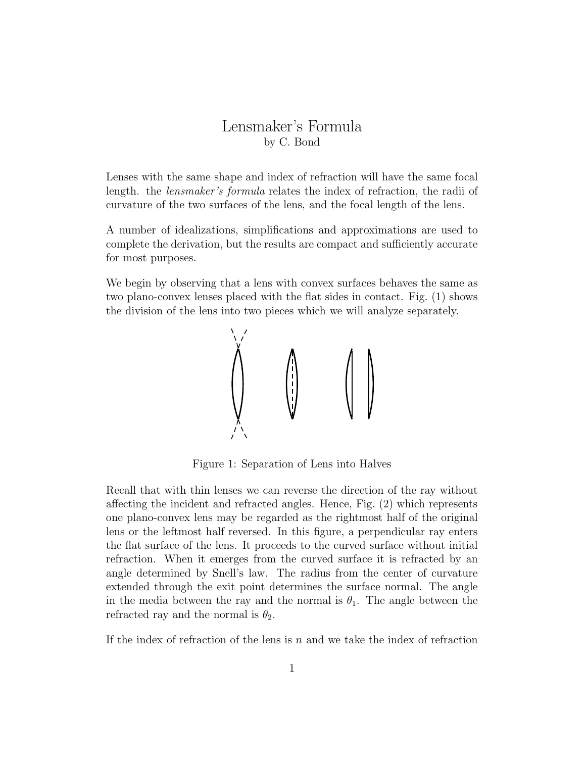# Lensmaker's Formula

by C. Bond

Lenses with the same shape and index of refraction will have the same focal length. the *lensmaker's formula* relates the index of refraction, the radii of curvature of the two surfaces of the lens, and the focal length of the lens.

A number of idealizations, simplifications and approximations are used to complete the derivation, but the results are compact and sufficiently accurate for most purposes.

We begin by observing that a lens with convex surfaces behaves the same as two plano-convex lenses placed with the flat sides in contact. Fig. (1) shows the division of the lens into two pieces which we will analyze separately.

Figure 1: Separation of Lens into Halves

Recall that with thin lenses we can reverse the direction of the ray without affecting the incident and refracted angles. Hence, Fig. (2) which represents one plano-convex lens may be regarded as the rightmost half of the original lens or the leftmost half reversed. In this figure, a perpendicular ray enters the flat surface of the lens. It proceeds to the curved surface without initial refraction. When it emerges from the curved surface it is refracted by an angle determined by Snell's law. The radius from the center of curvature extended through the exit point determines the surface normal. The angle in the media between the ray and the normal is $\theta_1$. The angle between the refracted ray and the normal is $\theta_2$.

If the index of refraction of the lens is $n$ and we take the index of refraction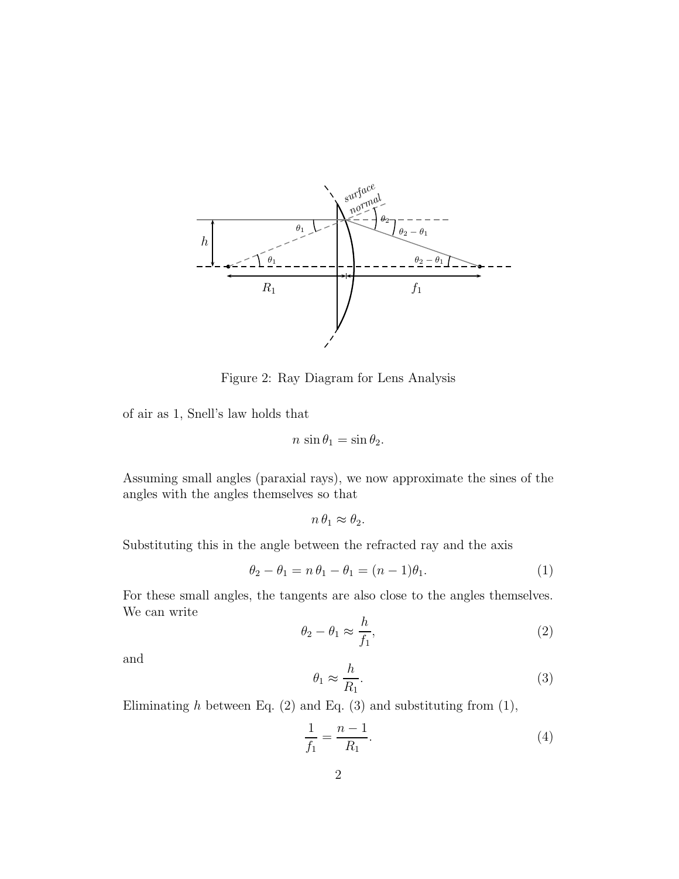Figure 2: Ray Diagram for Lens Analysis

of air as 1, Snell's law holds that

$$n \sin\theta_1 = \sin\theta_2.$$

Assuming small angles (paraxial rays), we now approximate the sines of the angles with the angles themselves so that

$$n\,\theta_1 \approx \theta_2.$$

Substituting this in the angle between the refracted ray and the axis

$$\theta_2 - \theta_1 = n\,\theta_1 - \theta_1 = (n-1)\theta_1. \tag{1}$$

For these small angles, the tangents are also close to the angles themselves. We can write

$$\theta_2 - \theta_1 \approx \frac{h}{f_1}, \tag{2}$$

and

$$\theta_1 \approx \frac{h}{R_1}. \tag{3}$$

Eliminating $h$ between Eq. (2) and Eq. (3) and substituting from (1),

$$\frac{1}{f_1} = \frac{n-1}{R_1}. \tag{4}$$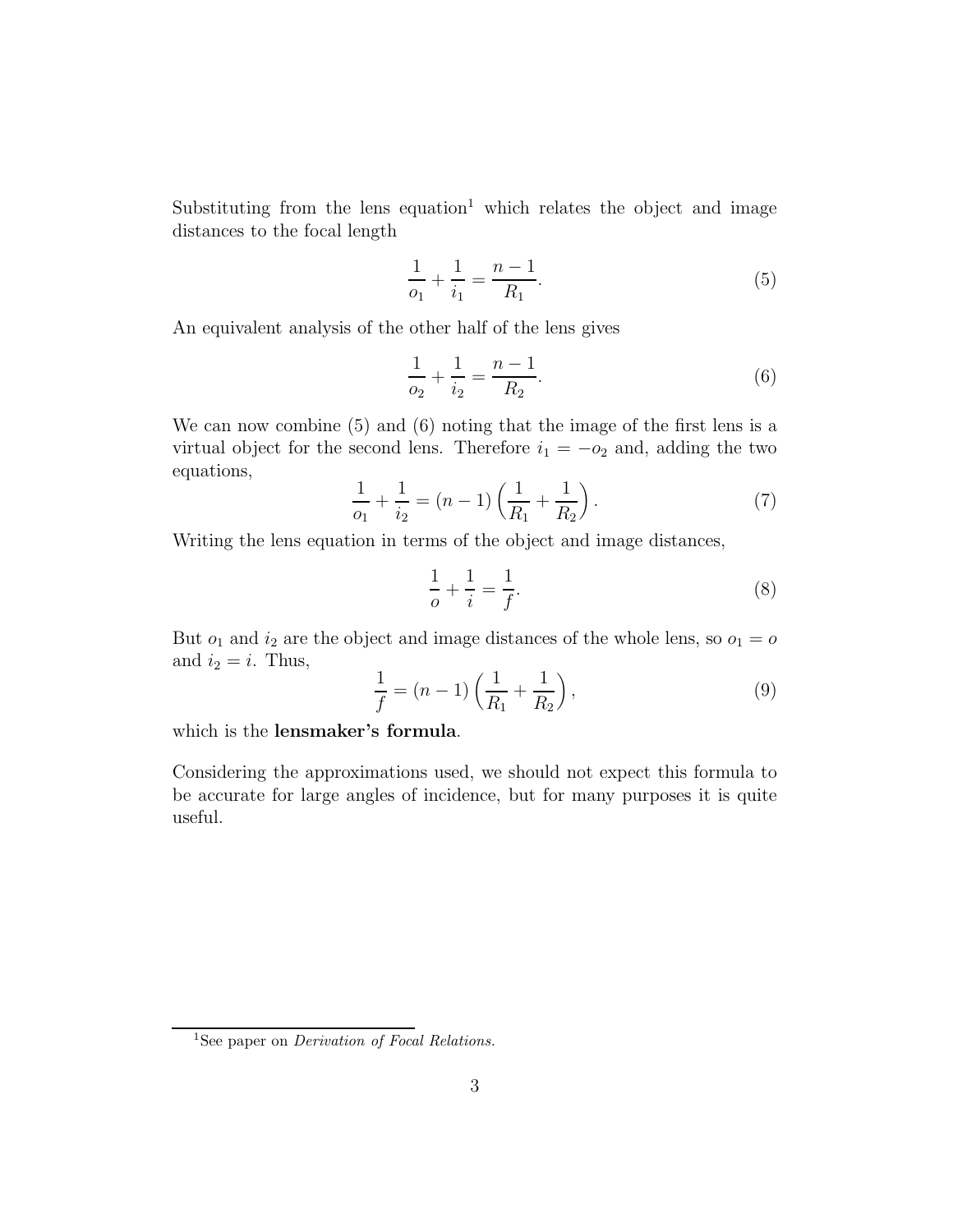Substituting from the lens equation[1] which relates the object and image distances to the focal length

$$\frac{1}{o_1} + \frac{1}{i_1} = \frac{n-1}{R_1}. \tag{5}$$

An equivalent analysis of the other half of the lens gives

$$\frac{1}{o_2} + \frac{1}{i_2} = \frac{n-1}{R_2}. \tag{6}$$

We can now combine (5) and (6) noting that the image of the first lens is a virtual object for the second lens. Therefore $i_1 = -o_2$ and, adding the two equations,

$$\frac{1}{o_1} + \frac{1}{i_2} = (n-1)\left(\frac{1}{R_1} + \frac{1}{R_2}\right). \tag{7}$$

Writing the lens equation in terms of the object and image distances,

$$\frac{1}{o} + \frac{1}{i} = \frac{1}{f}. \tag{8}$$

But $o_1$ and $i_2$ are the object and image distances of the whole lens, so $o_1 = o$ and $i_2 = i$. Thus,

$$\frac{1}{f} = (n-1)\left(\frac{1}{R_1} + \frac{1}{R_2}\right), \tag{9}$$

which is the **lensmaker's formula**.

Considering the approximations used, we should not expect this formula to be accurate for large angles of incidence, but for many purposes it is quite useful.

[1] See paper on *Derivation of Focal Relations.*